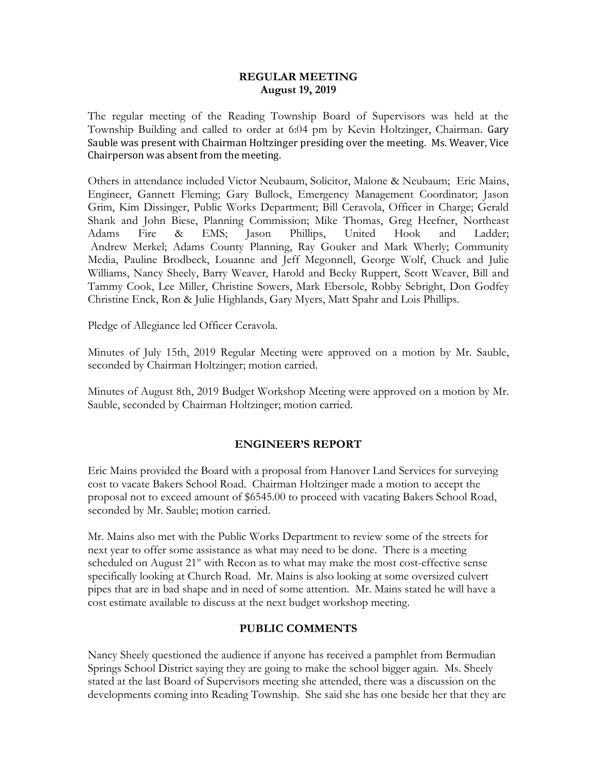**REGULAR MEETING**
**August 19, 2019**

The regular meeting of the Reading Township Board of Supervisors was held at the Township Building and called to order at 6:04 pm by Kevin Holtzinger, Chairman. Gary Sauble was present with Chairman Holtzinger presiding over the meeting. Ms. Weaver, Vice Chairperson was absent from the meeting.

Others in attendance included Victor Neubaum, Solicitor, Malone & Neubaum; Eric Mains, Engineer, Gannett Fleming; Gary Bullock, Emergency Management Coordinator; Jason Grim, Kim Dissinger, Public Works Department; Bill Ceravola, Officer in Charge; Gerald Shank and John Biese, Planning Commission; Mike Thomas, Greg Heefner, Northeast Adams Fire & EMS; Jason Phillips, United Hook and Ladder; Andrew Merkel; Adams County Planning, Ray Gouker and Mark Wherly; Community Media, Pauline Brodbeck, Louanne and Jeff Megonnell, George Wolf, Chuck and Julie Williams, Nancy Sheely, Barry Weaver, Harold and Becky Ruppert, Scott Weaver, Bill and Tammy Cook, Lee Miller, Christine Sowers, Mark Ebersole, Robby Sebright, Don Godfey Christine Enck, Ron & Julie Highlands, Gary Myers, Matt Spahr and Lois Phillips.

Pledge of Allegiance led Officer Ceravola.

Minutes of July 15th, 2019 Regular Meeting were approved on a motion by Mr. Sauble, seconded by Chairman Holtzinger; motion carried.

Minutes of August 8th, 2019 Budget Workshop Meeting were approved on a motion by Mr. Sauble, seconded by Chairman Holtzinger; motion carried.

## ENGINEER'S REPORT

Eric Mains provided the Board with a proposal from Hanover Land Services for surveying cost to vacate Bakers School Road. Chairman Holtzinger made a motion to accept the proposal not to exceed amount of $6545.00 to proceed with vacating Bakers School Road, seconded by Mr. Sauble; motion carried.

Mr. Mains also met with the Public Works Department to review some of the streets for next year to offer some assistance as what may need to be done. There is a meeting scheduled on August 21st with Recon as to what may make the most cost-effective sense specifically looking at Church Road. Mr. Mains is also looking at some oversized culvert pipes that are in bad shape and in need of some attention. Mr. Mains stated he will have a cost estimate available to discuss at the next budget workshop meeting.

## PUBLIC COMMENTS

Nancy Sheely questioned the audience if anyone has received a pamphlet from Bermudian Springs School District saying they are going to make the school bigger again. Ms. Sheely stated at the last Board of Supervisors meeting she attended, there was a discussion on the developments coming into Reading Township. She said she has one beside her that they are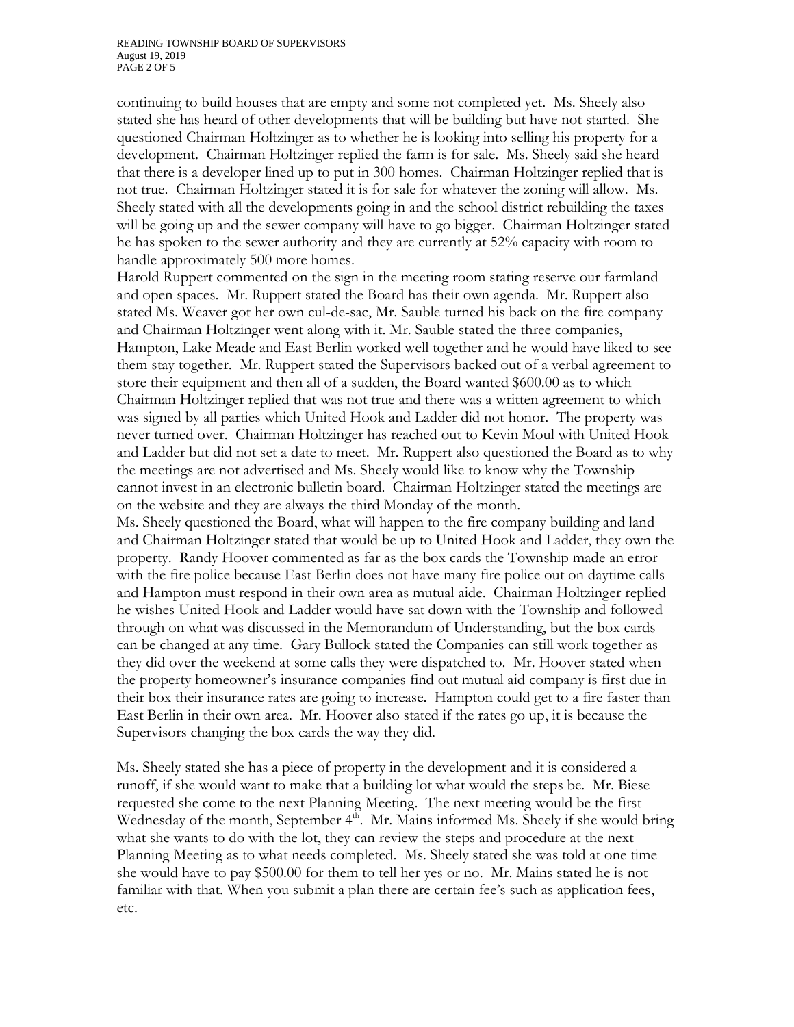continuing to build houses that are empty and some not completed yet. Ms. Sheely also stated she has heard of other developments that will be building but have not started. She questioned Chairman Holtzinger as to whether he is looking into selling his property for a development. Chairman Holtzinger replied the farm is for sale. Ms. Sheely said she heard that there is a developer lined up to put in 300 homes. Chairman Holtzinger replied that is not true. Chairman Holtzinger stated it is for sale for whatever the zoning will allow. Ms. Sheely stated with all the developments going in and the school district rebuilding the taxes will be going up and the sewer company will have to go bigger. Chairman Holtzinger stated he has spoken to the sewer authority and they are currently at 52% capacity with room to handle approximately 500 more homes.

Harold Ruppert commented on the sign in the meeting room stating reserve our farmland and open spaces. Mr. Ruppert stated the Board has their own agenda. Mr. Ruppert also stated Ms. Weaver got her own cul-de-sac, Mr. Sauble turned his back on the fire company and Chairman Holtzinger went along with it. Mr. Sauble stated the three companies, Hampton, Lake Meade and East Berlin worked well together and he would have liked to see them stay together. Mr. Ruppert stated the Supervisors backed out of a verbal agreement to store their equipment and then all of a sudden, the Board wanted $600.00 as to which Chairman Holtzinger replied that was not true and there was a written agreement to which was signed by all parties which United Hook and Ladder did not honor. The property was never turned over. Chairman Holtzinger has reached out to Kevin Moul with United Hook and Ladder but did not set a date to meet. Mr. Ruppert also questioned the Board as to why the meetings are not advertised and Ms. Sheely would like to know why the Township cannot invest in an electronic bulletin board. Chairman Holtzinger stated the meetings are on the website and they are always the third Monday of the month.

Ms. Sheely questioned the Board, what will happen to the fire company building and land and Chairman Holtzinger stated that would be up to United Hook and Ladder, they own the property. Randy Hoover commented as far as the box cards the Township made an error with the fire police because East Berlin does not have many fire police out on daytime calls and Hampton must respond in their own area as mutual aide. Chairman Holtzinger replied he wishes United Hook and Ladder would have sat down with the Township and followed through on what was discussed in the Memorandum of Understanding, but the box cards can be changed at any time. Gary Bullock stated the Companies can still work together as they did over the weekend at some calls they were dispatched to. Mr. Hoover stated when the property homeowner's insurance companies find out mutual aid company is first due in their box their insurance rates are going to increase. Hampton could get to a fire faster than East Berlin in their own area. Mr. Hoover also stated if the rates go up, it is because the Supervisors changing the box cards the way they did.

Ms. Sheely stated she has a piece of property in the development and it is considered a runoff, if she would want to make that a building lot what would the steps be. Mr. Biese requested she come to the next Planning Meeting. The next meeting would be the first Wednesday of the month, September 4th. Mr. Mains informed Ms. Sheely if she would bring what she wants to do with the lot, they can review the steps and procedure at the next Planning Meeting as to what needs completed. Ms. Sheely stated she was told at one time she would have to pay $500.00 for them to tell her yes or no. Mr. Mains stated he is not familiar with that. When you submit a plan there are certain fee's such as application fees, etc.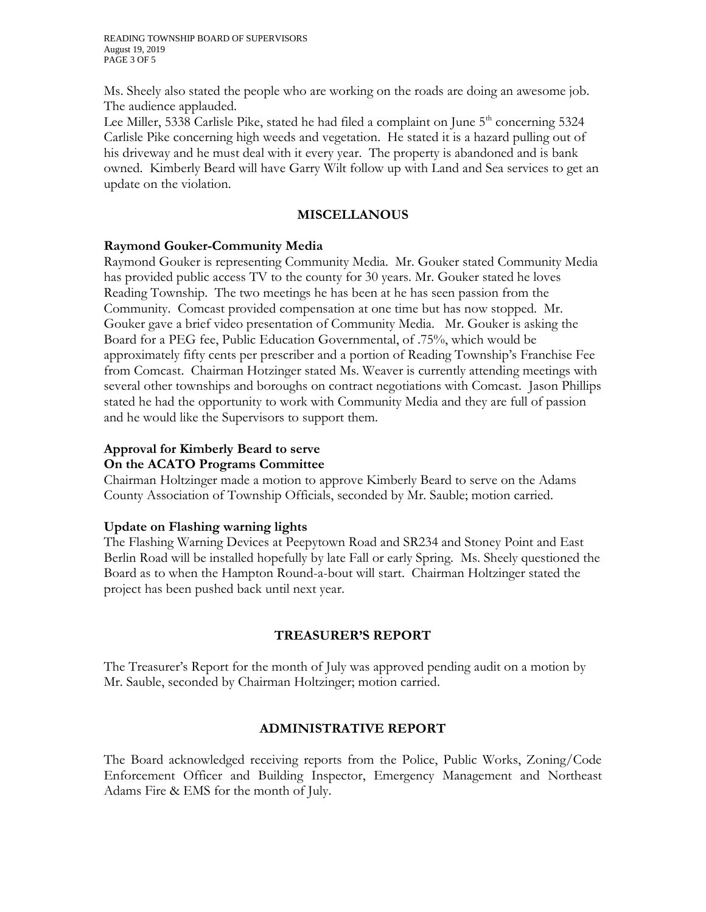Ms. Sheely also stated the people who are working on the roads are doing an awesome job. The audience applauded.

Lee Miller, 5338 Carlisle Pike, stated he had filed a complaint on June 5th concerning 5324 Carlisle Pike concerning high weeds and vegetation. He stated it is a hazard pulling out of his driveway and he must deal with it every year. The property is abandoned and is bank owned. Kimberly Beard will have Garry Wilt follow up with Land and Sea services to get an update on the violation.

## MISCELLANOUS

**Raymond Gouker-Community Media**

Raymond Gouker is representing Community Media. Mr. Gouker stated Community Media has provided public access TV to the county for 30 years. Mr. Gouker stated he loves Reading Township. The two meetings he has been at he has seen passion from the Community. Comcast provided compensation at one time but has now stopped. Mr. Gouker gave a brief video presentation of Community Media. Mr. Gouker is asking the Board for a PEG fee, Public Education Governmental, of .75%, which would be approximately fifty cents per prescriber and a portion of Reading Township's Franchise Fee from Comcast. Chairman Hotzinger stated Ms. Weaver is currently attending meetings with several other townships and boroughs on contract negotiations with Comcast. Jason Phillips stated he had the opportunity to work with Community Media and they are full of passion and he would like the Supervisors to support them.

**Approval for Kimberly Beard to serve On the ACATO Programs Committee**

Chairman Holtzinger made a motion to approve Kimberly Beard to serve on the Adams County Association of Township Officials, seconded by Mr. Sauble; motion carried.

**Update on Flashing warning lights**

The Flashing Warning Devices at Peepytown Road and SR234 and Stoney Point and East Berlin Road will be installed hopefully by late Fall or early Spring. Ms. Sheely questioned the Board as to when the Hampton Round-a-bout will start. Chairman Holtzinger stated the project has been pushed back until next year.

## TREASURER'S REPORT

The Treasurer's Report for the month of July was approved pending audit on a motion by Mr. Sauble, seconded by Chairman Holtzinger; motion carried.

## ADMINISTRATIVE REPORT

The Board acknowledged receiving reports from the Police, Public Works, Zoning/Code Enforcement Officer and Building Inspector, Emergency Management and Northeast Adams Fire & EMS for the month of July.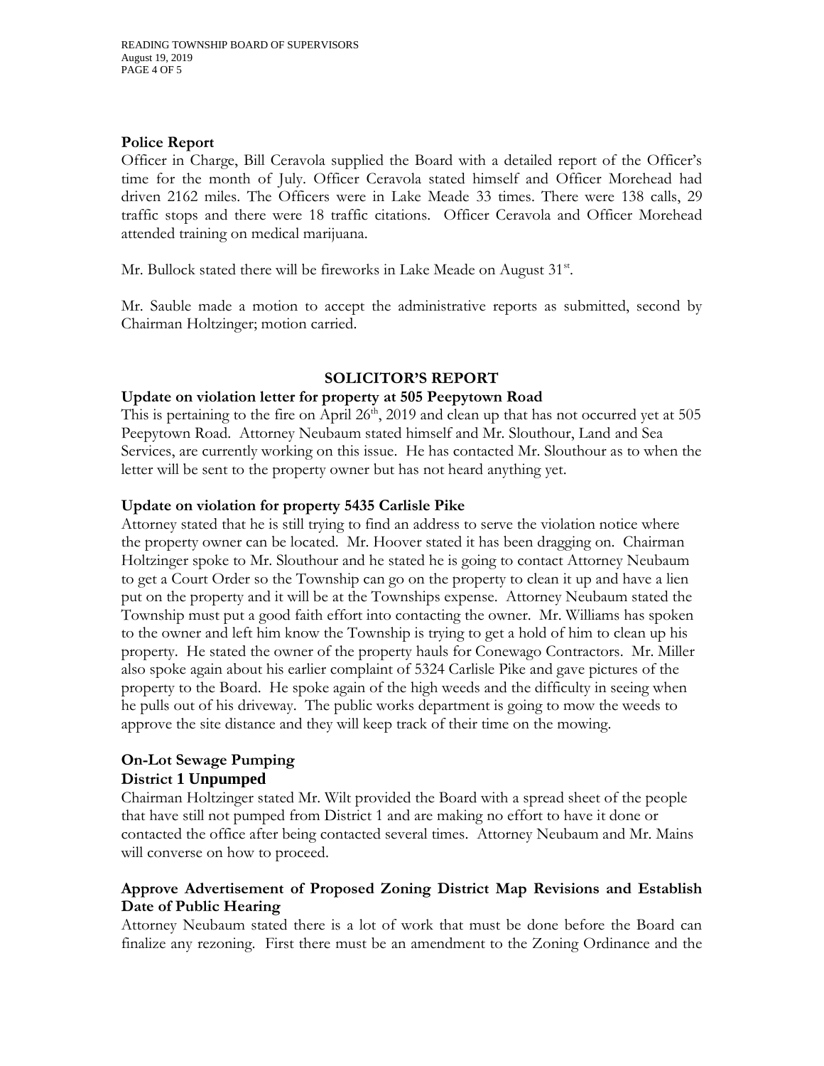**Police Report**

Officer in Charge, Bill Ceravola supplied the Board with a detailed report of the Officer's time for the month of July. Officer Ceravola stated himself and Officer Morehead had driven 2162 miles. The Officers were in Lake Meade 33 times. There were 138 calls, 29 traffic stops and there were 18 traffic citations. Officer Ceravola and Officer Morehead attended training on medical marijuana.

Mr. Bullock stated there will be fireworks in Lake Meade on August 31st.

Mr. Sauble made a motion to accept the administrative reports as submitted, second by Chairman Holtzinger; motion carried.

## SOLICITOR'S REPORT

**Update on violation letter for property at 505 Peepytown Road**

This is pertaining to the fire on April 26th, 2019 and clean up that has not occurred yet at 505 Peepytown Road. Attorney Neubaum stated himself and Mr. Slouthour, Land and Sea Services, are currently working on this issue. He has contacted Mr. Slouthour as to when the letter will be sent to the property owner but has not heard anything yet.

**Update on violation for property 5435 Carlisle Pike**

Attorney stated that he is still trying to find an address to serve the violation notice where the property owner can be located. Mr. Hoover stated it has been dragging on. Chairman Holtzinger spoke to Mr. Slouthour and he stated he is going to contact Attorney Neubaum to get a Court Order so the Township can go on the property to clean it up and have a lien put on the property and it will be at the Townships expense. Attorney Neubaum stated the Township must put a good faith effort into contacting the owner. Mr. Williams has spoken to the owner and left him know the Township is trying to get a hold of him to clean up his property. He stated the owner of the property hauls for Conewago Contractors. Mr. Miller also spoke again about his earlier complaint of 5324 Carlisle Pike and gave pictures of the property to the Board. He spoke again of the high weeds and the difficulty in seeing when he pulls out of his driveway. The public works department is going to mow the weeds to approve the site distance and they will keep track of their time on the mowing.

**On-Lot Sewage Pumping**
**District 1 Unpumped**

Chairman Holtzinger stated Mr. Wilt provided the Board with a spread sheet of the people that have still not pumped from District 1 and are making no effort to have it done or contacted the office after being contacted several times. Attorney Neubaum and Mr. Mains will converse on how to proceed.

**Approve Advertisement of Proposed Zoning District Map Revisions and Establish Date of Public Hearing**

Attorney Neubaum stated there is a lot of work that must be done before the Board can finalize any rezoning. First there must be an amendment to the Zoning Ordinance and the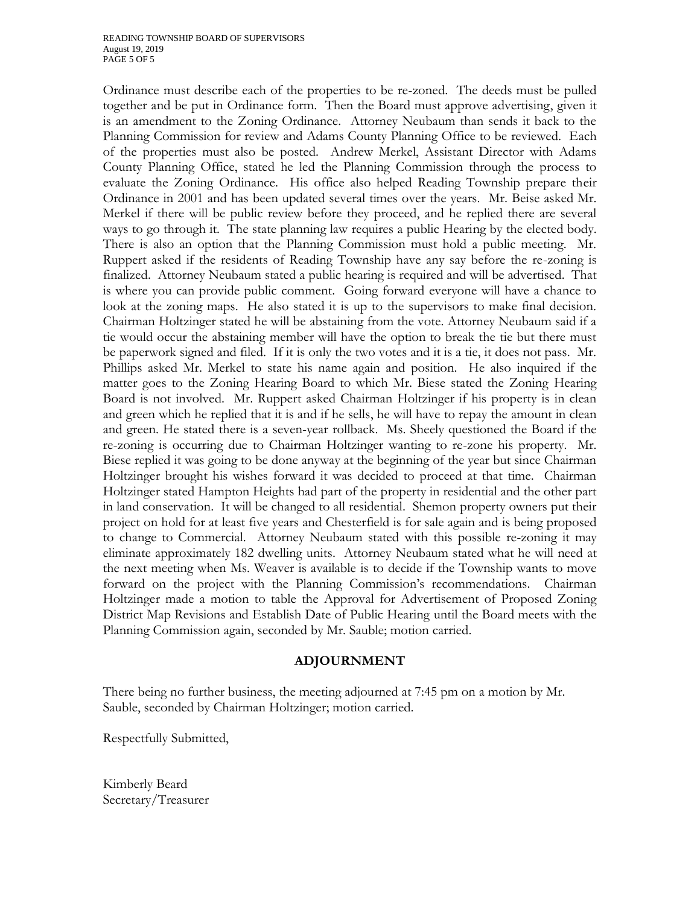Ordinance must describe each of the properties to be re-zoned. The deeds must be pulled together and be put in Ordinance form. Then the Board must approve advertising, given it is an amendment to the Zoning Ordinance. Attorney Neubaum than sends it back to the Planning Commission for review and Adams County Planning Office to be reviewed. Each of the properties must also be posted. Andrew Merkel, Assistant Director with Adams County Planning Office, stated he led the Planning Commission through the process to evaluate the Zoning Ordinance. His office also helped Reading Township prepare their Ordinance in 2001 and has been updated several times over the years. Mr. Beise asked Mr. Merkel if there will be public review before they proceed, and he replied there are several ways to go through it. The state planning law requires a public Hearing by the elected body. There is also an option that the Planning Commission must hold a public meeting. Mr. Ruppert asked if the residents of Reading Township have any say before the re-zoning is finalized. Attorney Neubaum stated a public hearing is required and will be advertised. That is where you can provide public comment. Going forward everyone will have a chance to look at the zoning maps. He also stated it is up to the supervisors to make final decision. Chairman Holtzinger stated he will be abstaining from the vote. Attorney Neubaum said if a tie would occur the abstaining member will have the option to break the tie but there must be paperwork signed and filed. If it is only the two votes and it is a tie, it does not pass. Mr. Phillips asked Mr. Merkel to state his name again and position. He also inquired if the matter goes to the Zoning Hearing Board to which Mr. Biese stated the Zoning Hearing Board is not involved. Mr. Ruppert asked Chairman Holtzinger if his property is in clean and green which he replied that it is and if he sells, he will have to repay the amount in clean and green. He stated there is a seven-year rollback. Ms. Sheely questioned the Board if the re-zoning is occurring due to Chairman Holtzinger wanting to re-zone his property. Mr. Biese replied it was going to be done anyway at the beginning of the year but since Chairman Holtzinger brought his wishes forward it was decided to proceed at that time. Chairman Holtzinger stated Hampton Heights had part of the property in residential and the other part in land conservation. It will be changed to all residential. Shemon property owners put their project on hold for at least five years and Chesterfield is for sale again and is being proposed to change to Commercial. Attorney Neubaum stated with this possible re-zoning it may eliminate approximately 182 dwelling units. Attorney Neubaum stated what he will need at the next meeting when Ms. Weaver is available is to decide if the Township wants to move forward on the project with the Planning Commission's recommendations. Chairman Holtzinger made a motion to table the Approval for Advertisement of Proposed Zoning District Map Revisions and Establish Date of Public Hearing until the Board meets with the Planning Commission again, seconded by Mr. Sauble; motion carried.

## ADJOURNMENT

There being no further business, the meeting adjourned at 7:45 pm on a motion by Mr. Sauble, seconded by Chairman Holtzinger; motion carried.

Respectfully Submitted,

Kimberly Beard
Secretary/Treasurer